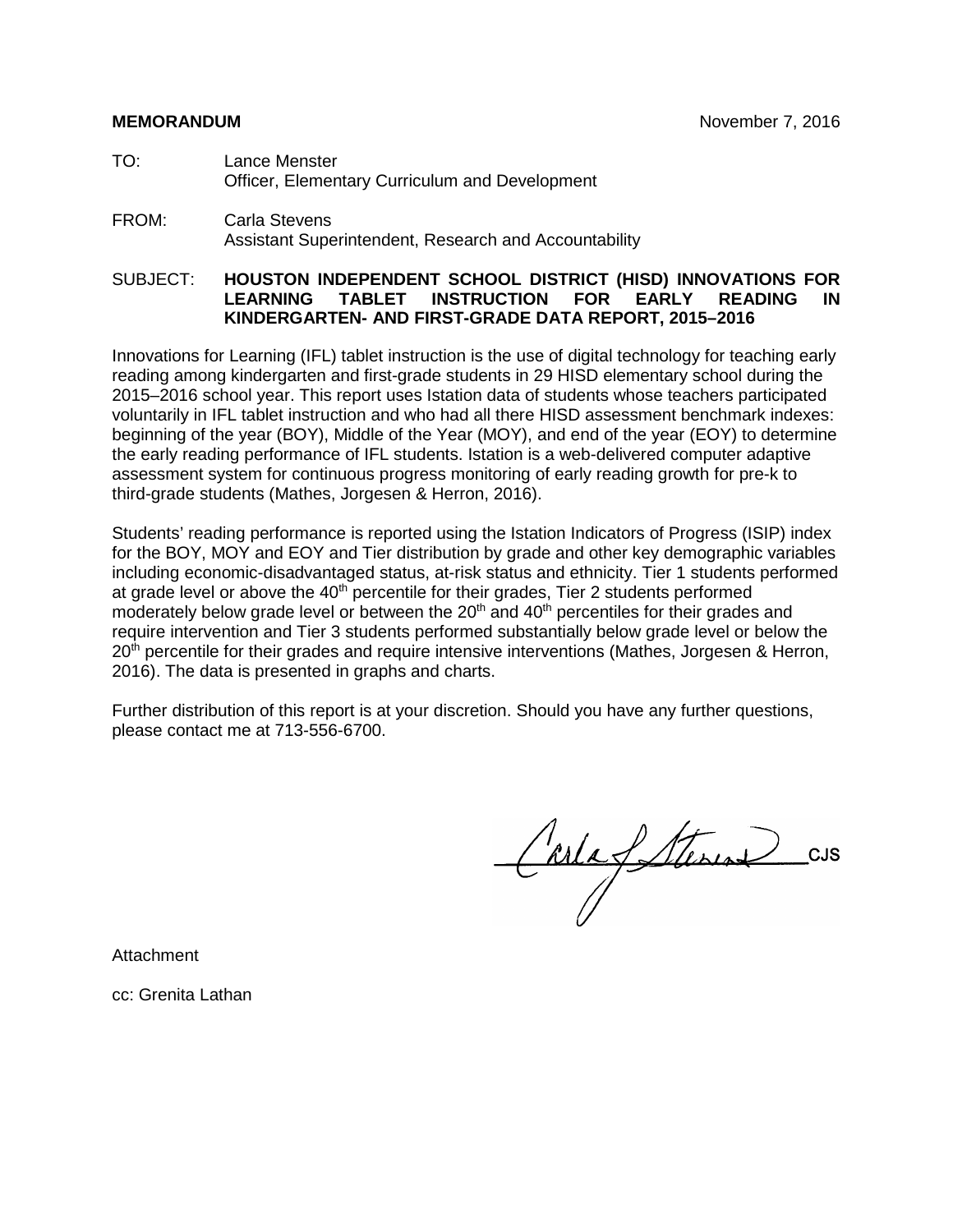**MEMORANDUM** November 7, 2016

TO: Lance Menster
Officer, Elementary Curriculum and Development

FROM: Carla Stevens
Assistant Superintendent, Research and Accountability

SUBJECT: **HOUSTON INDEPENDENT SCHOOL DISTRICT (HISD) INNOVATIONS FOR LEARNING TABLET INSTRUCTION FOR EARLY READING IN KINDERGARTEN- AND FIRST-GRADE DATA REPORT, 2015–2016**

Innovations for Learning (IFL) tablet instruction is the use of digital technology for teaching early reading among kindergarten and first-grade students in 29 HISD elementary school during the 2015–2016 school year. This report uses Istation data of students whose teachers participated voluntarily in IFL tablet instruction and who had all there HISD assessment benchmark indexes: beginning of the year (BOY), Middle of the Year (MOY), and end of the year (EOY) to determine the early reading performance of IFL students. Istation is a web-delivered computer adaptive assessment system for continuous progress monitoring of early reading growth for pre-k to third-grade students (Mathes, Jorgesen & Herron, 2016).

Students' reading performance is reported using the Istation Indicators of Progress (ISIP) index for the BOY, MOY and EOY and Tier distribution by grade and other key demographic variables including economic-disadvantaged status, at-risk status and ethnicity. Tier 1 students performed at grade level or above the 40th percentile for their grades, Tier 2 students performed moderately below grade level or between the 20th and 40th percentiles for their grades and require intervention and Tier 3 students performed substantially below grade level or below the 20th percentile for their grades and require intensive interventions (Mathes, Jorgesen & Herron, 2016). The data is presented in graphs and charts.

Further distribution of this report is at your discretion. Should you have any further questions, please contact me at 713-556-6700.

CJS

Attachment

cc: Grenita Lathan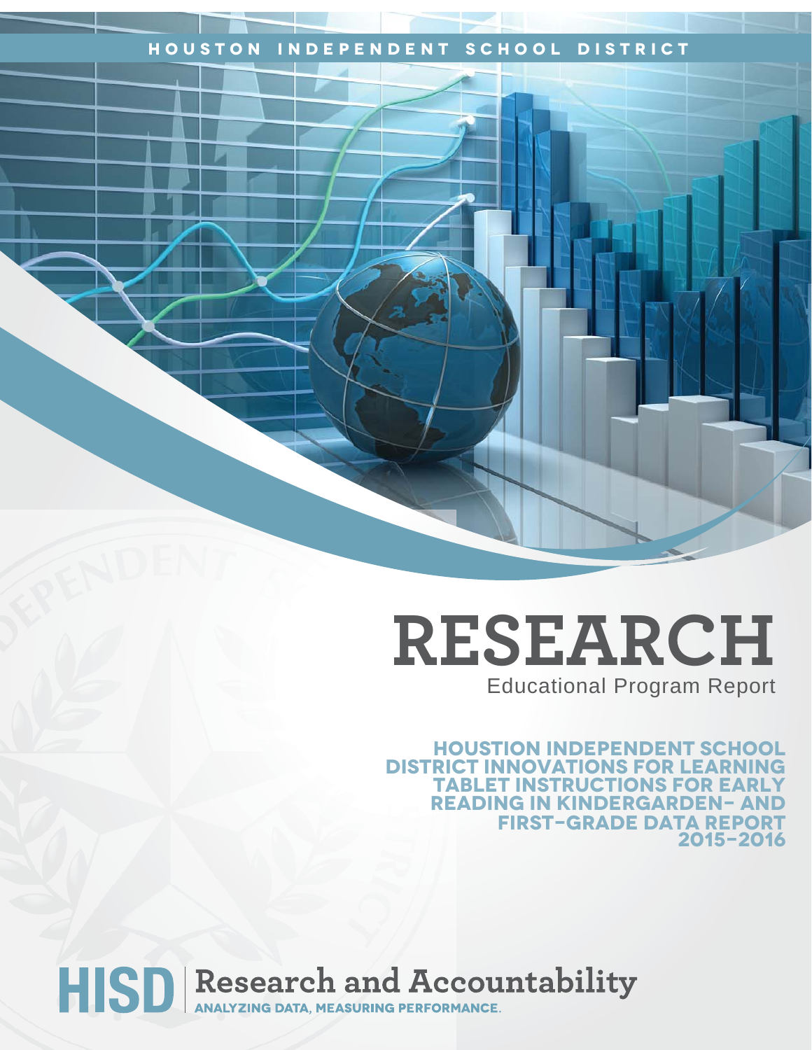HOUSTON INDEPENDENT SCHOOL DISTRICT

# RESEARCH

Educational Program Report

## HOUSTION INDEPENDENT SCHOOL DISTRICT INNOVATIONS FOR LEARNING TABLET INSTRUCTIONS FOR EARLY READING IN KINDERGARDEN- AND FIRST-GRADE DATA REPORT 2015–2016

**HISD** | **Research and Accountability**
ANALYZING DATA, MEASURING PERFORMANCE.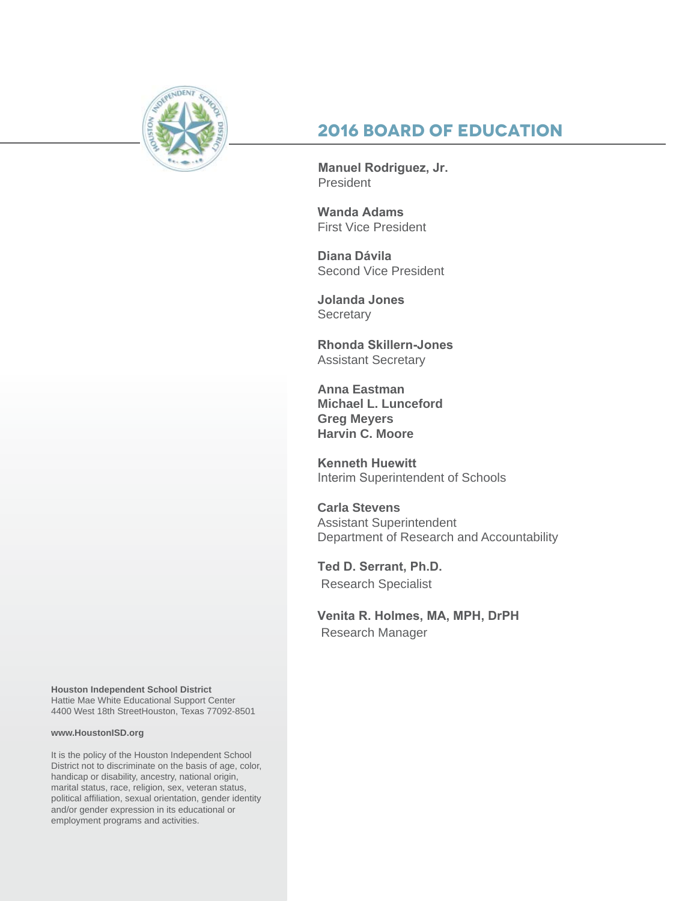# 2016 BOARD OF EDUCATION

**Manuel Rodriguez, Jr.**
President

**Wanda Adams**
First Vice President

**Diana Dávila**
Second Vice President

**Jolanda Jones**
Secretary

**Rhonda Skillern-Jones**
Assistant Secretary

**Anna Eastman**
**Michael L. Lunceford**
**Greg Meyers**
**Harvin C. Moore**

**Kenneth Huewitt**
Interim Superintendent of Schools

**Carla Stevens**
Assistant Superintendent
Department of Research and Accountability

**Ted D. Serrant, Ph.D.**
Research Specialist

**Venita R. Holmes, MA, MPH, DrPH**
Research Manager

**Houston Independent School District**
Hattie Mae White Educational Support Center
4400 West 18th StreetHouston, Texas 77092-8501

**www.HoustonISD.org**

It is the policy of the Houston Independent School District not to discriminate on the basis of age, color, handicap or disability, ancestry, national origin, marital status, race, religion, sex, veteran status, political affiliation, sexual orientation, gender identity and/or gender expression in its educational or employment programs and activities.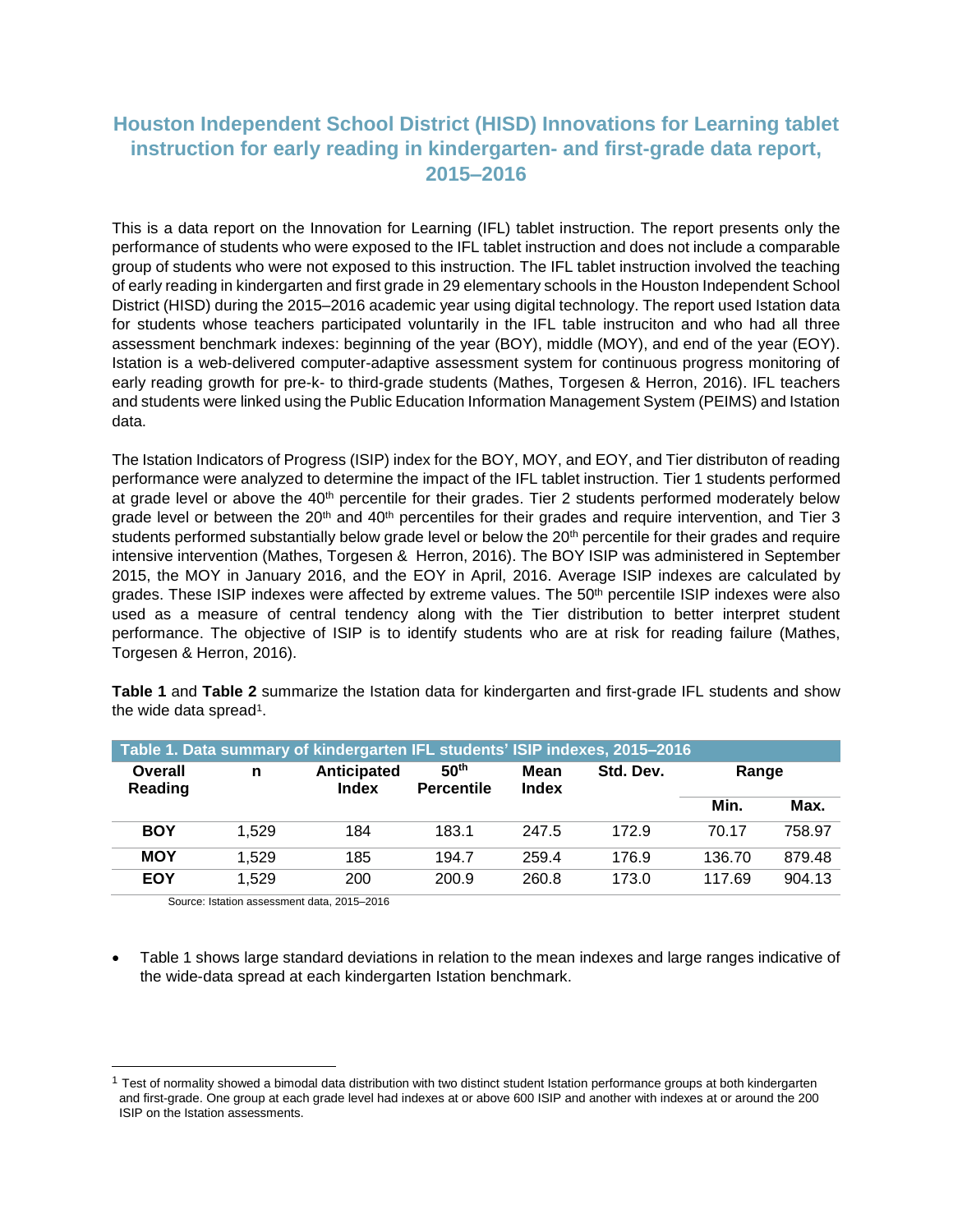# Houston Independent School District (HISD) Innovations for Learning tablet instruction for early reading in kindergarten- and first-grade data report, 2015–2016

This is a data report on the Innovation for Learning (IFL) tablet instruction. The report presents only the performance of students who were exposed to the IFL tablet instruction and does not include a comparable group of students who were not exposed to this instruction. The IFL tablet instruction involved the teaching of early reading in kindergarten and first grade in 29 elementary schools in the Houston Independent School District (HISD) during the 2015–2016 academic year using digital technology. The report used Istation data for students whose teachers participated voluntarily in the IFL table instruciton and who had all three assessment benchmark indexes: beginning of the year (BOY), middle (MOY), and end of the year (EOY). Istation is a web-delivered computer-adaptive assessment system for continuous progress monitoring of early reading growth for pre-k- to third-grade students (Mathes, Torgesen & Herron, 2016). IFL teachers and students were linked using the Public Education Information Management System (PEIMS) and Istation data.

The Istation Indicators of Progress (ISIP) index for the BOY, MOY, and EOY, and Tier distributon of reading performance were analyzed to determine the impact of the IFL tablet instruction. Tier 1 students performed at grade level or above the 40th percentile for their grades. Tier 2 students performed moderately below grade level or between the 20th and 40th percentiles for their grades and require intervention, and Tier 3 students performed substantially below grade level or below the 20th percentile for their grades and require intensive intervention (Mathes, Torgesen & Herron, 2016). The BOY ISIP was administered in September 2015, the MOY in January 2016, and the EOY in April, 2016. Average ISIP indexes are calculated by grades. These ISIP indexes were affected by extreme values. The 50th percentile ISIP indexes were also used as a measure of central tendency along with the Tier distribution to better interpret student performance. The objective of ISIP is to identify students who are at risk for reading failure (Mathes, Torgesen & Herron, 2016).

**Table 1** and **Table 2** summarize the Istation data for kindergarten and first-grade IFL students and show the wide data spread[1].

**Table 1. Data summary of kindergarten IFL students' ISIP indexes, 2015–2016**

| Overall Reading | n | Anticipated Index | 50th Percentile | Mean Index | Std. Dev. | Range | |
|---|---|---|---|---|---|---|---|
| | | | | | | Min. | Max. |
| **BOY** | 1,529 | 184 | 183.1 | 247.5 | 172.9 | 70.17 | 758.97 |
| **MOY** | 1,529 | 185 | 194.7 | 259.4 | 176.9 | 136.70 | 879.48 |
| **EOY** | 1,529 | 200 | 200.9 | 260.8 | 173.0 | 117.69 | 904.13 |

Source: Istation assessment data, 2015–2016

- Table 1 shows large standard deviations in relation to the mean indexes and large ranges indicative of the wide-data spread at each kindergarten Istation benchmark.

[1] Test of normality showed a bimodal data distribution with two distinct student Istation performance groups at both kindergarten and first-grade. One group at each grade level had indexes at or above 600 ISIP and another with indexes at or around the 200 ISIP on the Istation assessments.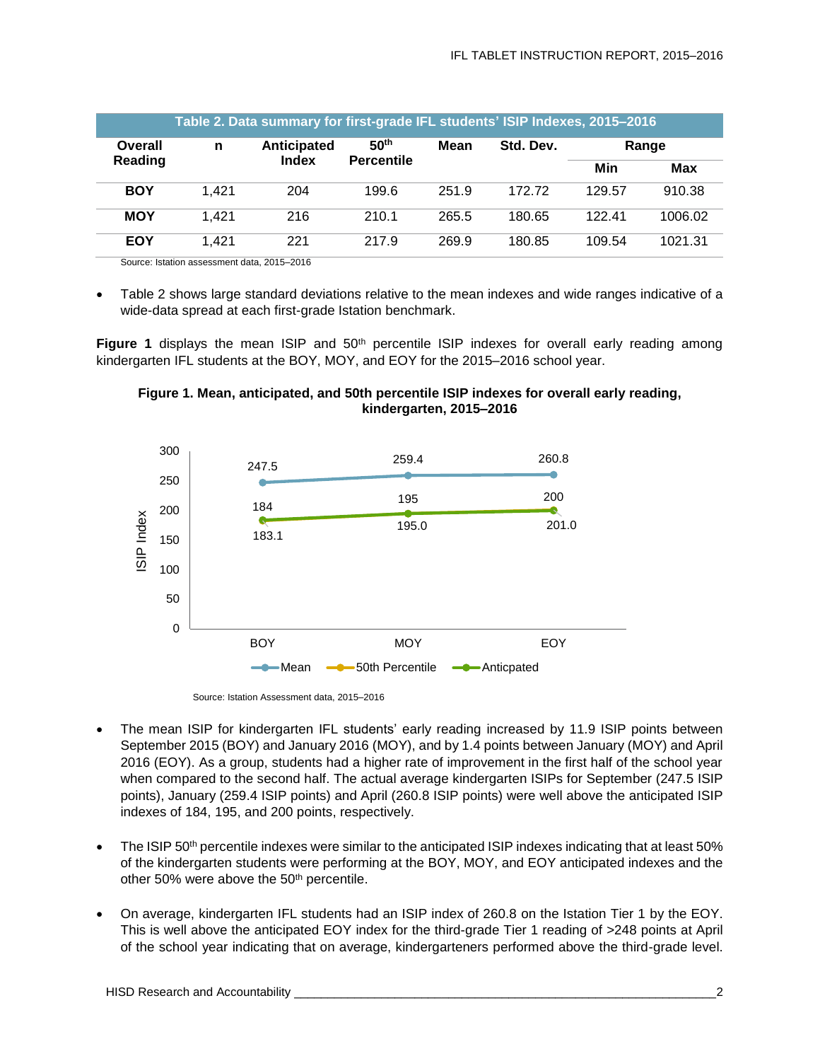**Table 2. Data summary for first-grade IFL students' ISIP Indexes, 2015–2016**

| Overall Reading | n | Anticipated Index | 50th Percentile | Mean | Std. Dev. | Range | |
|---|---|---|---|---|---|---|---|
| | | | | | | Min | Max |
| **BOY** | 1,421 | 204 | 199.6 | 251.9 | 172.72 | 129.57 | 910.38 |
| **MOY** | 1,421 | 216 | 210.1 | 265.5 | 180.65 | 122.41 | 1006.02 |
| **EOY** | 1,421 | 221 | 217.9 | 269.9 | 180.85 | 109.54 | 1021.31 |

Source: Istation assessment data, 2015–2016

- Table 2 shows large standard deviations relative to the mean indexes and wide ranges indicative of a wide-data spread at each first-grade Istation benchmark.

**Figure 1** displays the mean ISIP and 50th percentile ISIP indexes for overall early reading among kindergarten IFL students at the BOY, MOY, and EOY for the 2015–2016 school year.

**Figure 1. Mean, anticipated, and 50th percentile ISIP indexes for overall early reading, kindergarten, 2015–2016**

| | BOY | MOY | EOY |
|---|---|---|---|
| Mean | 247.5 | 259.4 | 260.8 |
| 50th Percentile | 183.1 | 195.0 | 201.0 |
| Anticpated | 184 | 195 | 200 |

Source: Istation Assessment data, 2015–2016

- The mean ISIP for kindergarten IFL students' early reading increased by 11.9 ISIP points between September 2015 (BOY) and January 2016 (MOY), and by 1.4 points between January (MOY) and April 2016 (EOY). As a group, students had a higher rate of improvement in the first half of the school year when compared to the second half. The actual average kindergarten ISIPs for September (247.5 ISIP points), January (259.4 ISIP points) and April (260.8 ISIP points) were well above the anticipated ISIP indexes of 184, 195, and 200 points, respectively.

- The ISIP 50th percentile indexes were similar to the anticipated ISIP indexes indicating that at least 50% of the kindergarten students were performing at the BOY, MOY, and EOY anticipated indexes and the other 50% were above the 50th percentile.

- On average, kindergarten IFL students had an ISIP index of 260.8 on the Istation Tier 1 by the EOY. This is well above the anticipated EOY index for the third-grade Tier 1 reading of >248 points at April of the school year indicating that on average, kindergarteners performed above the third-grade level.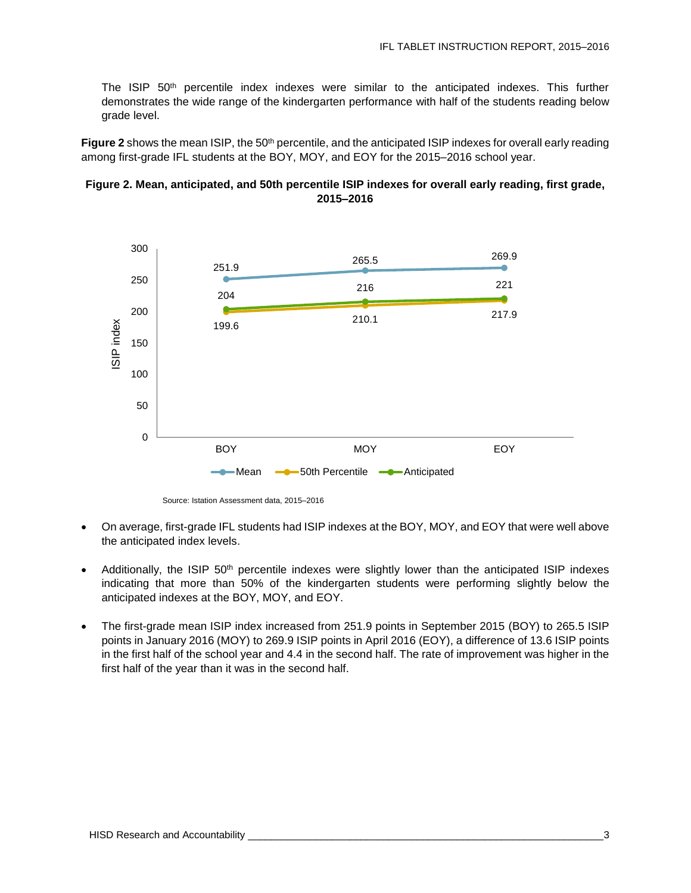The ISIP 50th percentile index indexes were similar to the anticipated indexes. This further demonstrates the wide range of the kindergarten performance with half of the students reading below grade level.

**Figure 2** shows the mean ISIP, the 50th percentile, and the anticipated ISIP indexes for overall early reading among first-grade IFL students at the BOY, MOY, and EOY for the 2015–2016 school year.

**Figure 2. Mean, anticipated, and 50th percentile ISIP indexes for overall early reading, first grade, 2015–2016**

| | BOY | MOY | EOY |
|---|---|---|---|
| Mean | 251.9 | 265.5 | 269.9 |
| 50th Percentile | 199.6 | 210.1 | 217.9 |
| Anticipated | 204 | 216 | 221 |

Source: Istation Assessment data, 2015–2016

- On average, first-grade IFL students had ISIP indexes at the BOY, MOY, and EOY that were well above the anticipated index levels.
- Additionally, the ISIP 50th percentile indexes were slightly lower than the anticipated ISIP indexes indicating that more than 50% of the kindergarten students were performing slightly below the anticipated indexes at the BOY, MOY, and EOY.
- The first-grade mean ISIP index increased from 251.9 points in September 2015 (BOY) to 265.5 ISIP points in January 2016 (MOY) to 269.9 ISIP points in April 2016 (EOY), a difference of 13.6 ISIP points in the first half of the school year and 4.4 in the second half. The rate of improvement was higher in the first half of the year than it was in the second half.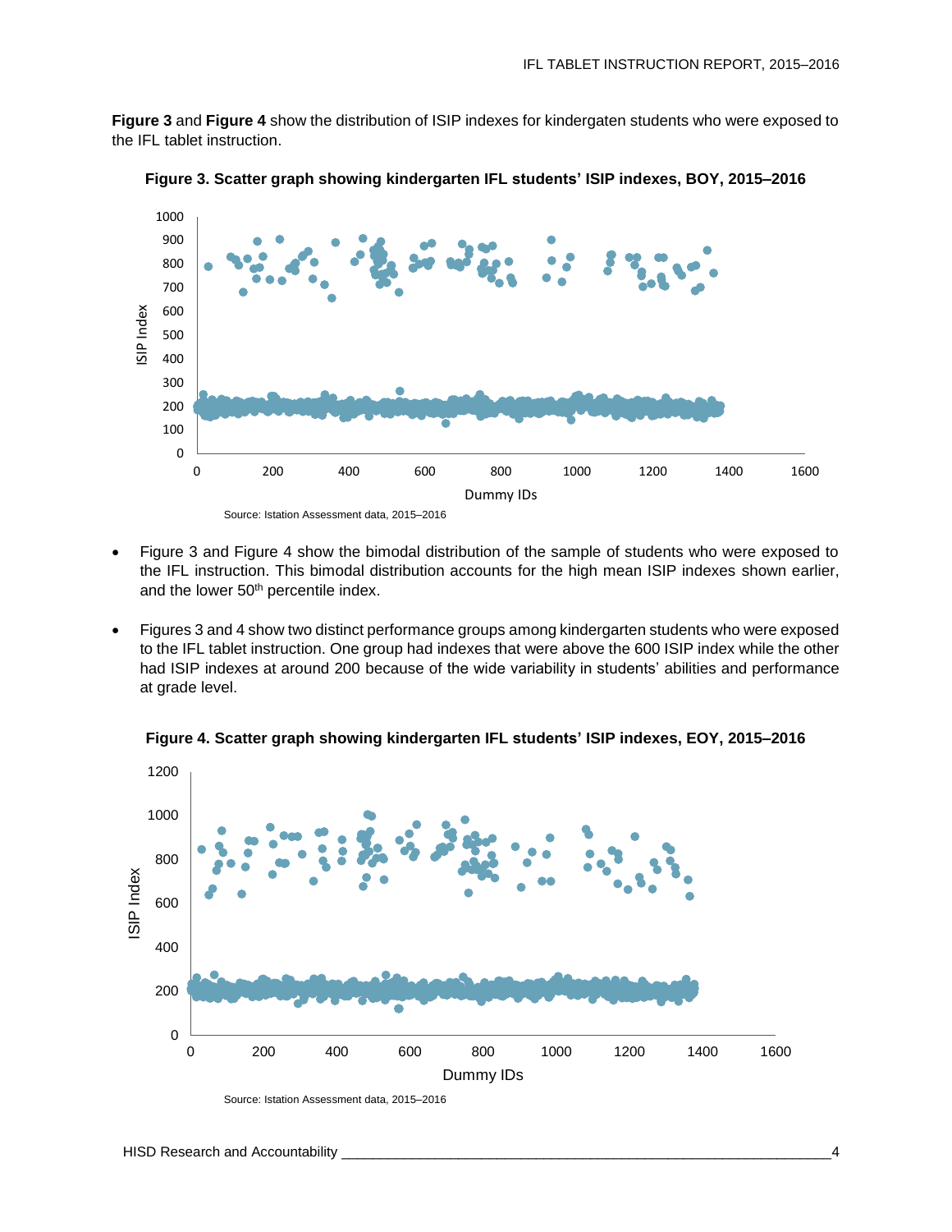**Figure 3** and **Figure 4** show the distribution of ISIP indexes for kindergaten students who were exposed to the IFL tablet instruction.

**Figure 3. Scatter graph showing kindergarten IFL students' ISIP indexes, BOY, 2015–2016**

Source: Istation Assessment data, 2015–2016

- Figure 3 and Figure 4 show the bimodal distribution of the sample of students who were exposed to the IFL instruction. This bimodal distribution accounts for the high mean ISIP indexes shown earlier, and the lower 50th percentile index.
- Figures 3 and 4 show two distinct performance groups among kindergarten students who were exposed to the IFL tablet instruction. One group had indexes that were above the 600 ISIP index while the other had ISIP indexes at around 200 because of the wide variability in students' abilities and performance at grade level.

**Figure 4. Scatter graph showing kindergarten IFL students' ISIP indexes, EOY, 2015–2016**

Source: Istation Assessment data, 2015–2016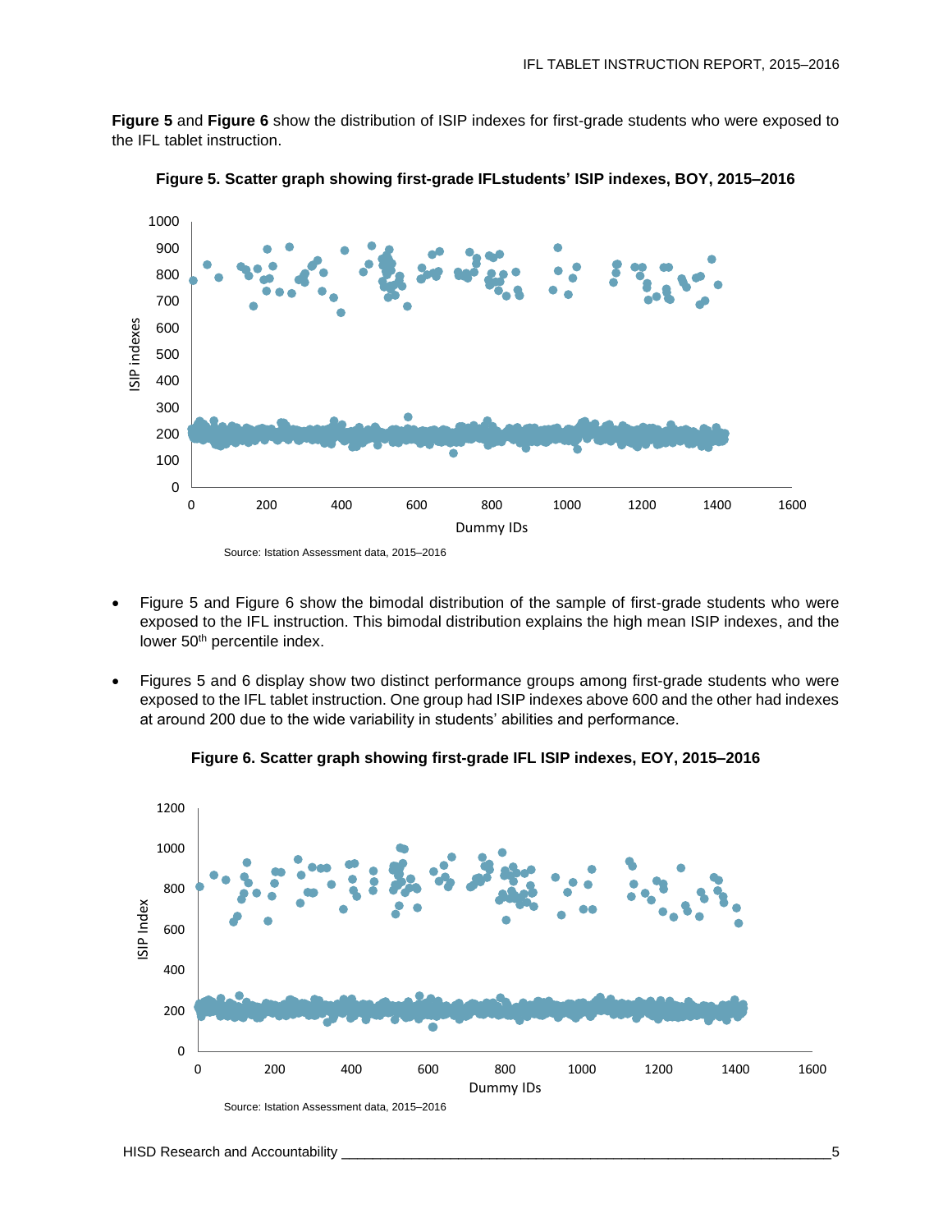**Figure 5** and **Figure 6** show the distribution of ISIP indexes for first-grade students who were exposed to the IFL tablet instruction.

**Figure 5. Scatter graph showing first-grade IFLstudents' ISIP indexes, BOY, 2015–2016**

Source: Istation Assessment data, 2015–2016

- Figure 5 and Figure 6 show the bimodal distribution of the sample of first-grade students who were exposed to the IFL instruction. This bimodal distribution explains the high mean ISIP indexes, and the lower 50th percentile index.
- Figures 5 and 6 display show two distinct performance groups among first-grade students who were exposed to the IFL tablet instruction. One group had ISIP indexes above 600 and the other had indexes at around 200 due to the wide variability in students' abilities and performance.

**Figure 6. Scatter graph showing first-grade IFL ISIP indexes, EOY, 2015–2016**

Source: Istation Assessment data, 2015–2016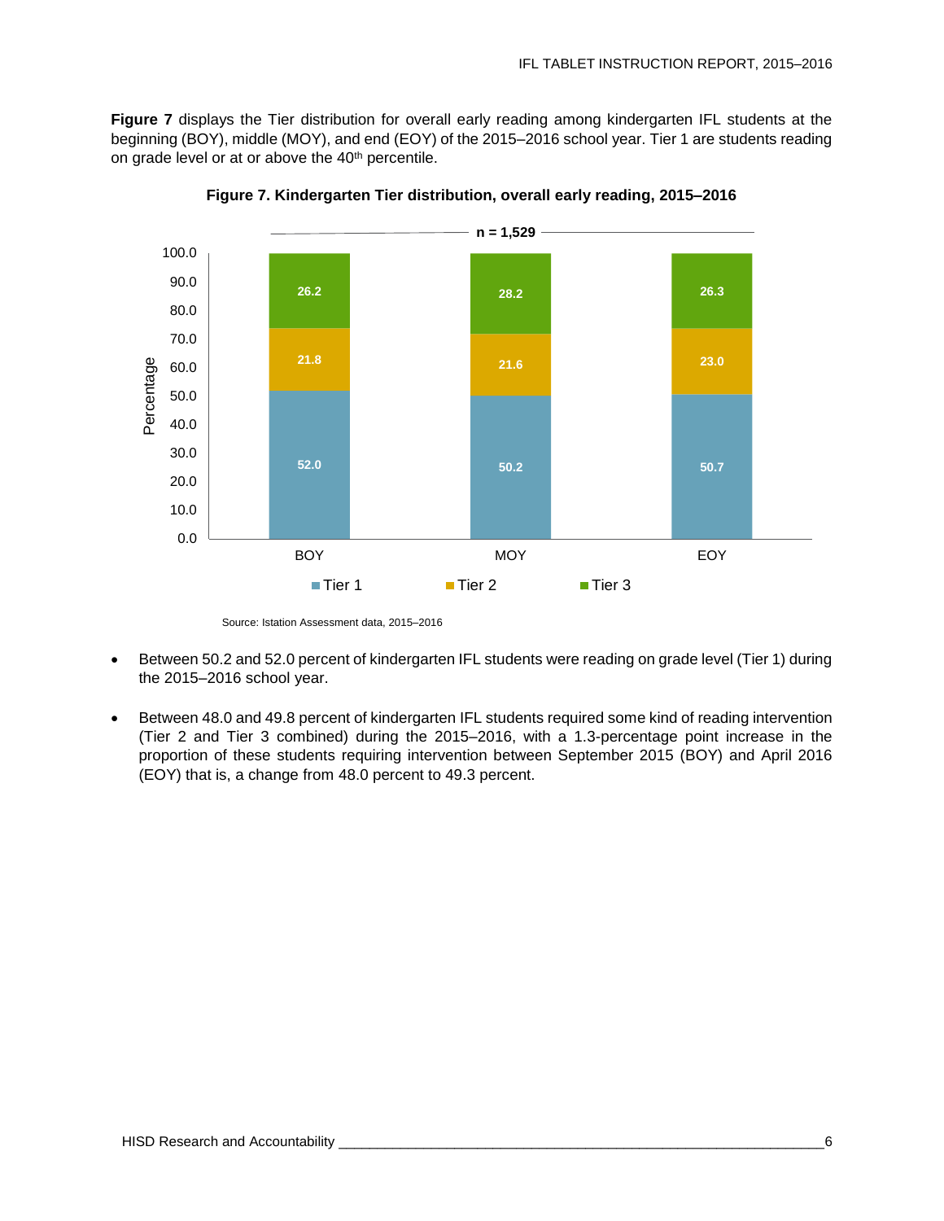**Figure 7** displays the Tier distribution for overall early reading among kindergarten IFL students at the beginning (BOY), middle (MOY), and end (EOY) of the 2015–2016 school year. Tier 1 are students reading on grade level or at or above the 40th percentile.

**Figure 7. Kindergarten Tier distribution, overall early reading, 2015–2016**

n = 1,529

| | BOY | MOY | EOY |
|---|---|---|---|
| Tier 1 | 52.0 | 50.2 | 50.7 |
| Tier 2 | 21.8 | 21.6 | 23.0 |
| Tier 3 | 26.2 | 28.2 | 26.3 |

Source: Istation Assessment data, 2015–2016

- Between 50.2 and 52.0 percent of kindergarten IFL students were reading on grade level (Tier 1) during the 2015–2016 school year.
- Between 48.0 and 49.8 percent of kindergarten IFL students required some kind of reading intervention (Tier 2 and Tier 3 combined) during the 2015–2016, with a 1.3-percentage point increase in the proportion of these students requiring intervention between September 2015 (BOY) and April 2016 (EOY) that is, a change from 48.0 percent to 49.3 percent.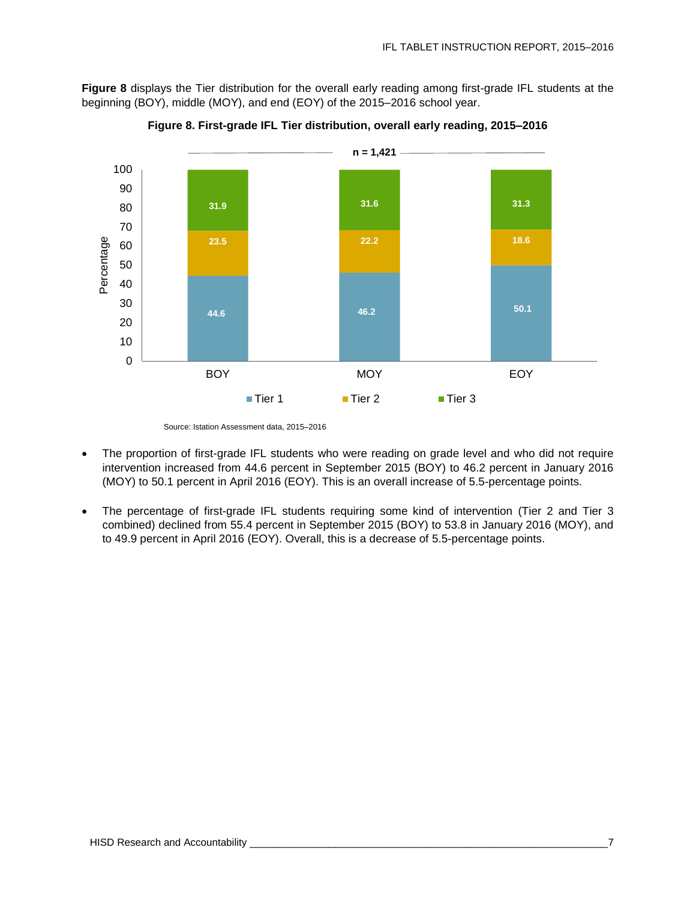**Figure 8** displays the Tier distribution for the overall early reading among first-grade IFL students at the beginning (BOY), middle (MOY), and end (EOY) of the 2015–2016 school year.

**Figure 8. First-grade IFL Tier distribution, overall early reading, 2015–2016**

n = 1,421

| | BOY | MOY | EOY |
|---|---|---|---|
| Tier 1 | 44.6 | 46.2 | 50.1 |
| Tier 2 | 23.5 | 22.2 | 18.6 |
| Tier 3 | 31.9 | 31.6 | 31.3 |

Source: Istation Assessment data, 2015–2016

- The proportion of first-grade IFL students who were reading on grade level and who did not require intervention increased from 44.6 percent in September 2015 (BOY) to 46.2 percent in January 2016 (MOY) to 50.1 percent in April 2016 (EOY). This is an overall increase of 5.5-percentage points.
- The percentage of first-grade IFL students requiring some kind of intervention (Tier 2 and Tier 3 combined) declined from 55.4 percent in September 2015 (BOY) to 53.8 in January 2016 (MOY), and to 49.9 percent in April 2016 (EOY). Overall, this is a decrease of 5.5-percentage points.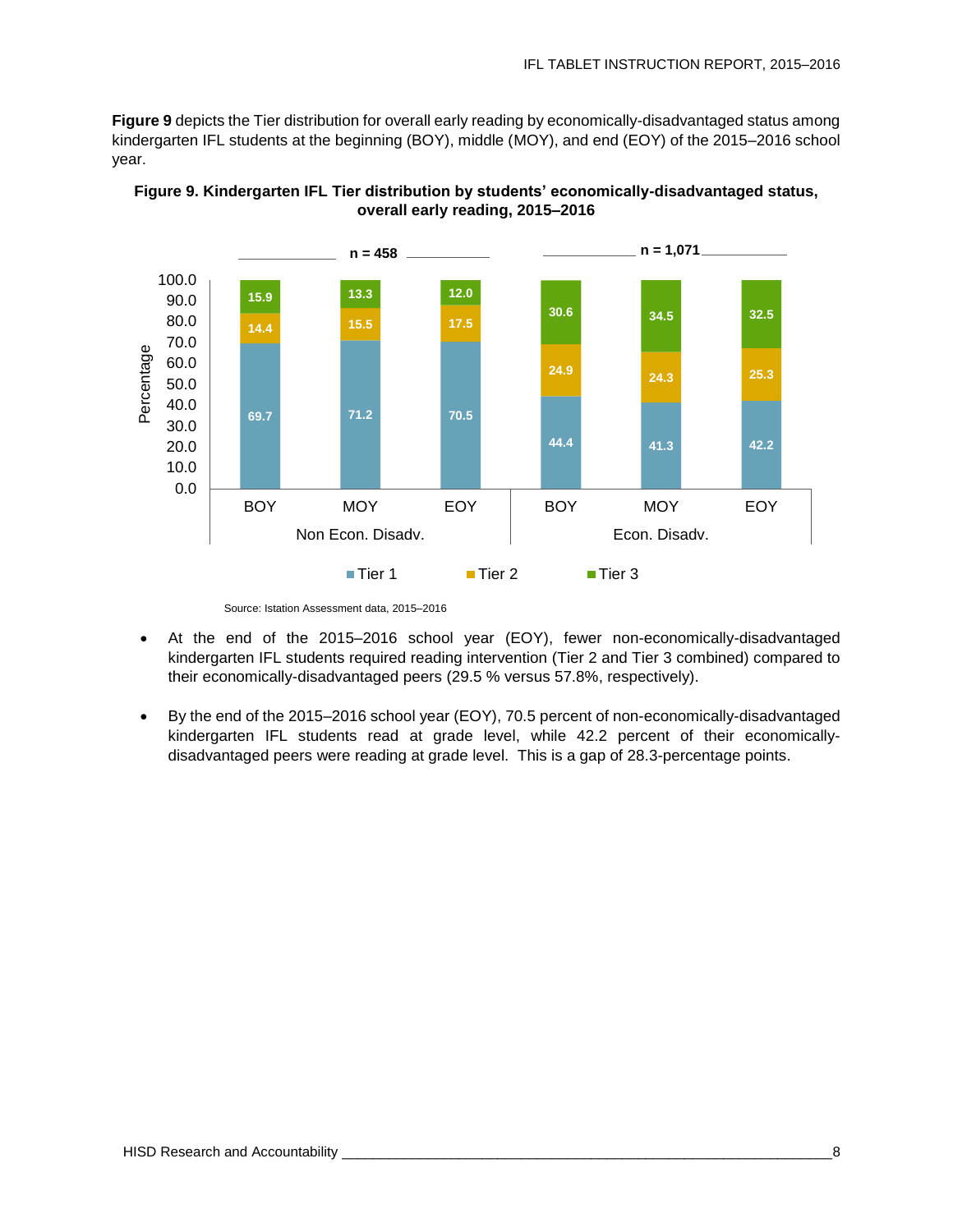**Figure 9** depicts the Tier distribution for overall early reading by economically-disadvantaged status among kindergarten IFL students at the beginning (BOY), middle (MOY), and end (EOY) of the 2015–2016 school year.

**Figure 9. Kindergarten IFL Tier distribution by students' economically-disadvantaged status, overall early reading, 2015–2016**

| | Non Econ. Disadv. (n = 458) | | | Econ. Disadv. (n = 1,071) | | |
|---|---|---|---|---|---|---|
| | BOY | MOY | EOY | BOY | MOY | EOY |
| Tier 1 | 69.7 | 71.2 | 70.5 | 44.4 | 41.3 | 42.2 |
| Tier 2 | 14.4 | 15.5 | 17.5 | 24.9 | 24.3 | 25.3 |
| Tier 3 | 15.9 | 13.3 | 12.0 | 30.6 | 34.5 | 32.5 |

Source: Istation Assessment data, 2015–2016

- At the end of the 2015–2016 school year (EOY), fewer non-economically-disadvantaged kindergarten IFL students required reading intervention (Tier 2 and Tier 3 combined) compared to their economically-disadvantaged peers (29.5 % versus 57.8%, respectively).
- By the end of the 2015–2016 school year (EOY), 70.5 percent of non-economically-disadvantaged kindergarten IFL students read at grade level, while 42.2 percent of their economically-disadvantaged peers were reading at grade level. This is a gap of 28.3-percentage points.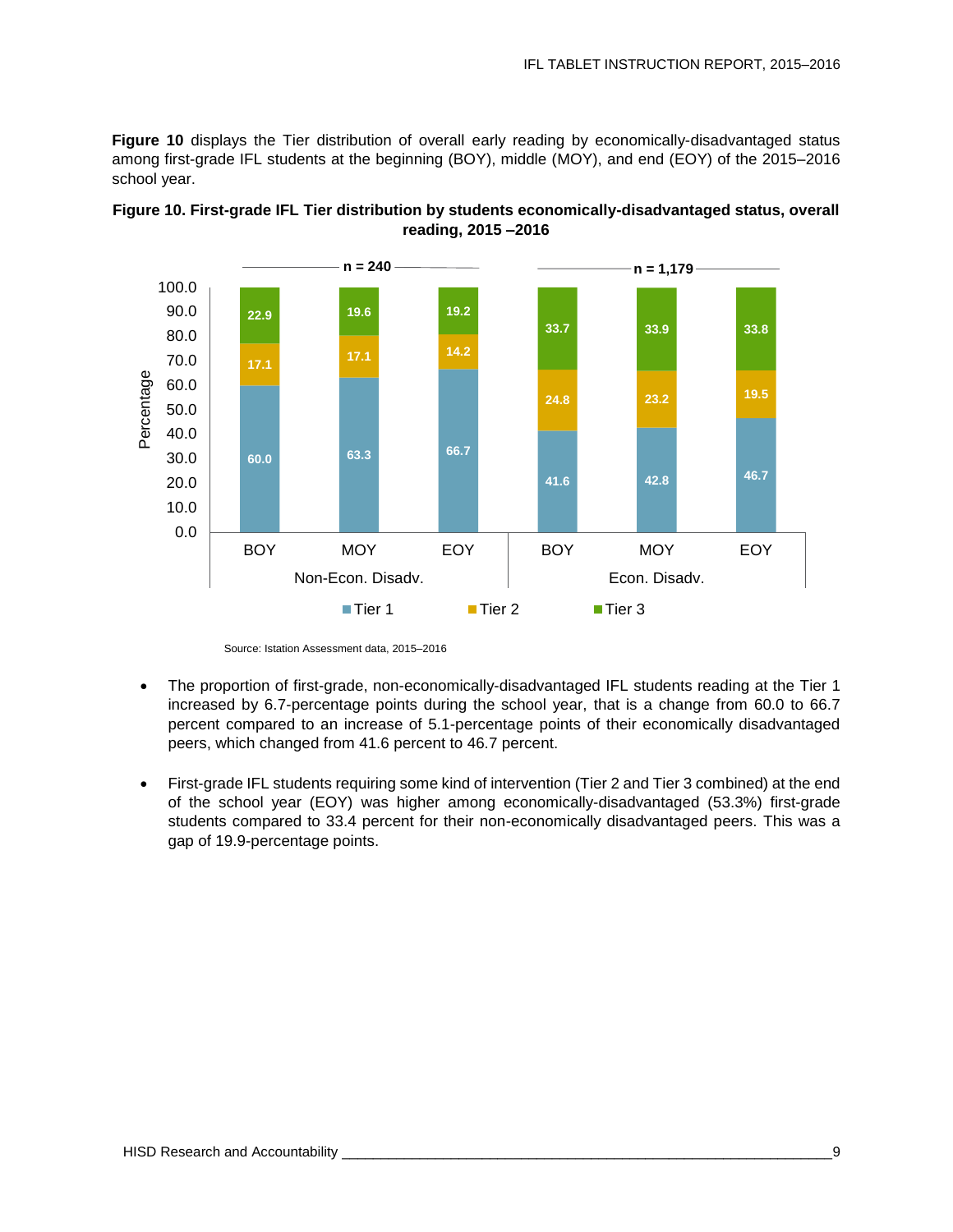**Figure 10** displays the Tier distribution of overall early reading by economically-disadvantaged status among first-grade IFL students at the beginning (BOY), middle (MOY), and end (EOY) of the 2015–2016 school year.

**Figure 10. First-grade IFL Tier distribution by students economically-disadvantaged status, overall reading, 2015 –2016**

| | Non-Econ. Disadv. (n = 240) | | | Econ. Disadv. (n = 1,179) | | |
|---|---|---|---|---|---|---|
| | BOY | MOY | EOY | BOY | MOY | EOY |
| Tier 1 | 60.0 | 63.3 | 66.7 | 41.6 | 42.8 | 46.7 |
| Tier 2 | 17.1 | 17.1 | 14.2 | 24.8 | 23.2 | 19.5 |
| Tier 3 | 22.9 | 19.6 | 19.2 | 33.7 | 33.9 | 33.8 |

Source: Istation Assessment data, 2015–2016

- The proportion of first-grade, non-economically-disadvantaged IFL students reading at the Tier 1 increased by 6.7-percentage points during the school year, that is a change from 60.0 to 66.7 percent compared to an increase of 5.1-percentage points of their economically disadvantaged peers, which changed from 41.6 percent to 46.7 percent.

- First-grade IFL students requiring some kind of intervention (Tier 2 and Tier 3 combined) at the end of the school year (EOY) was higher among economically-disadvantaged (53.3%) first-grade students compared to 33.4 percent for their non-economically disadvantaged peers. This was a gap of 19.9-percentage points.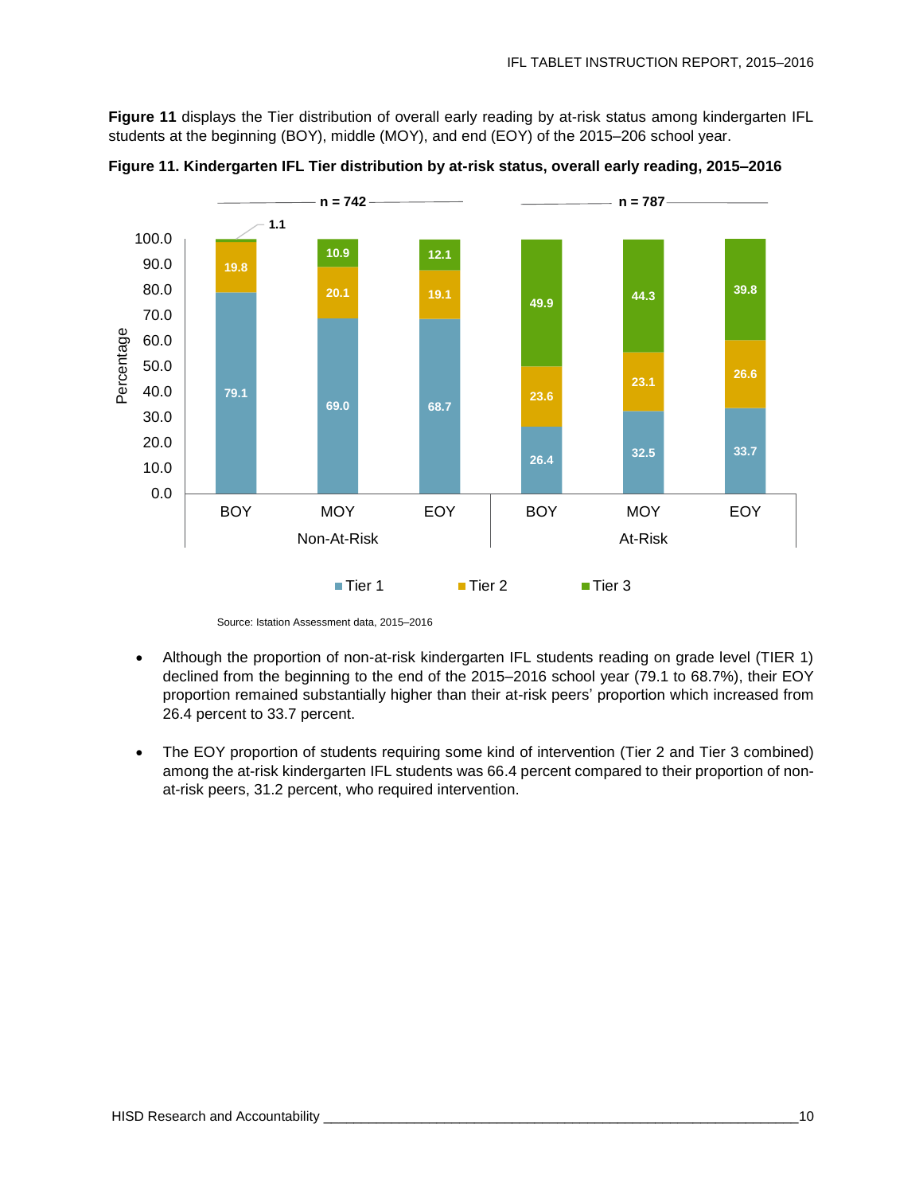**Figure 11** displays the Tier distribution of overall early reading by at-risk status among kindergarten IFL students at the beginning (BOY), middle (MOY), and end (EOY) of the 2015–206 school year.

**Figure 11. Kindergarten IFL Tier distribution by at-risk status, overall early reading, 2015–2016**

| | Non-At-Risk (n = 742) | | | At-Risk (n = 787) | | |
|---|---|---|---|---|---|---|
| | BOY | MOY | EOY | BOY | MOY | EOY |
| Tier 1 | 79.1 | 69.0 | 68.7 | 26.4 | 32.5 | 33.7 |
| Tier 2 | 19.8 | 20.1 | 19.1 | 23.6 | 23.1 | 26.6 |
| Tier 3 | 1.1 | 10.9 | 12.1 | 49.9 | 44.3 | 39.8 |

Source: Istation Assessment data, 2015–2016

- Although the proportion of non-at-risk kindergarten IFL students reading on grade level (TIER 1) declined from the beginning to the end of the 2015–2016 school year (79.1 to 68.7%), their EOY proportion remained substantially higher than their at-risk peers' proportion which increased from 26.4 percent to 33.7 percent.
- The EOY proportion of students requiring some kind of intervention (Tier 2 and Tier 3 combined) among the at-risk kindergarten IFL students was 66.4 percent compared to their proportion of non-at-risk peers, 31.2 percent, who required intervention.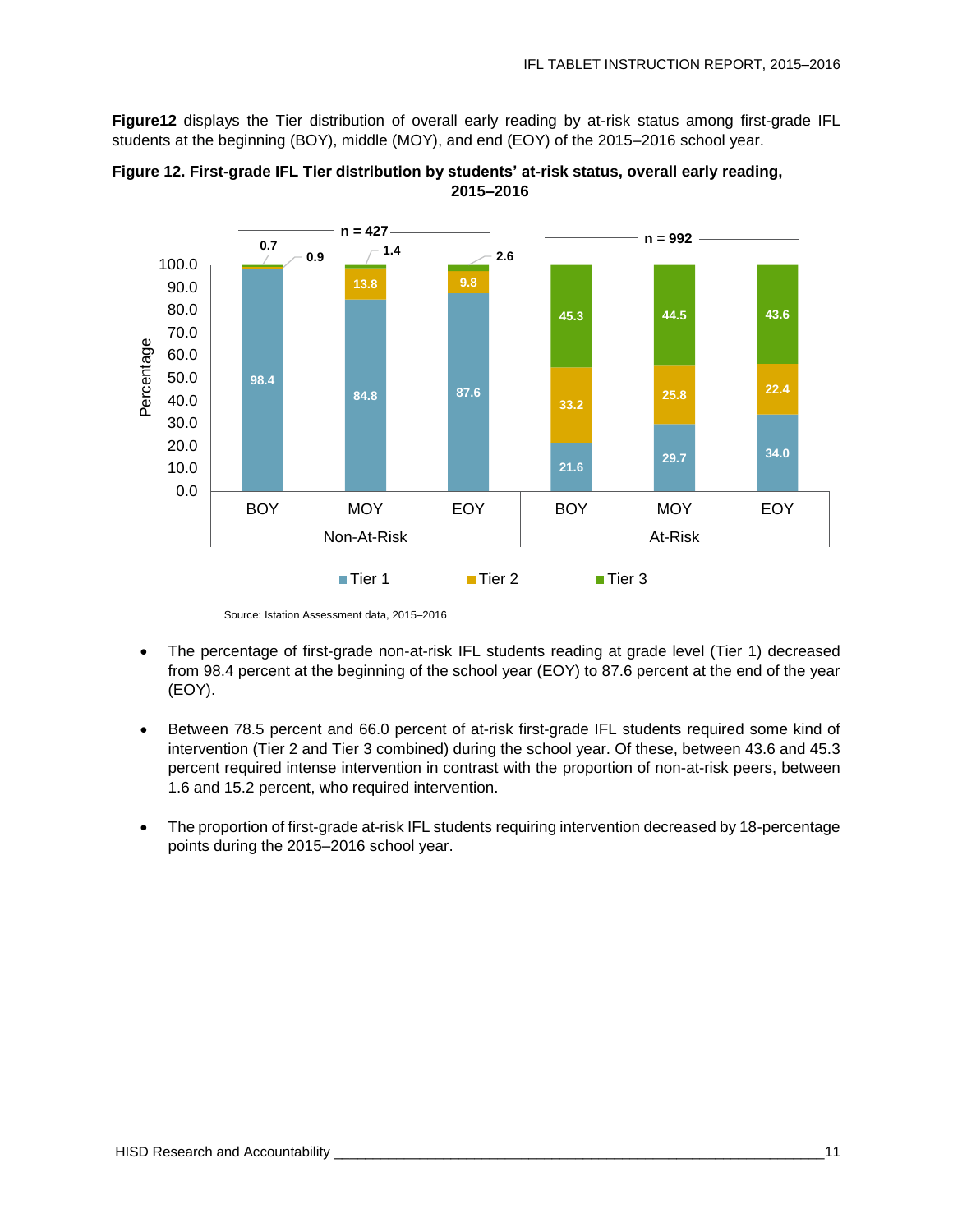**Figure12** displays the Tier distribution of overall early reading by at-risk status among first-grade IFL students at the beginning (BOY), middle (MOY), and end (EOY) of the 2015–2016 school year.

**Figure 12. First-grade IFL Tier distribution by students' at-risk status, overall early reading, 2015–2016**

| | Non-At-Risk (n = 427) BOY | Non-At-Risk MOY | Non-At-Risk EOY | At-Risk (n = 992) BOY | At-Risk MOY | At-Risk EOY |
|---|---|---|---|---|---|---|
| Tier 1 | 98.4 | 84.8 | 87.6 | 21.6 | 29.7 | 34.0 |
| Tier 2 | 0.9 | 13.8 | 9.8 | 33.2 | 25.8 | 22.4 |
| Tier 3 | 0.7 | 1.4 | 2.6 | 45.3 | 44.5 | 43.6 |

Source: Istation Assessment data, 2015–2016

- The percentage of first-grade non-at-risk IFL students reading at grade level (Tier 1) decreased from 98.4 percent at the beginning of the school year (EOY) to 87.6 percent at the end of the year (EOY).
- Between 78.5 percent and 66.0 percent of at-risk first-grade IFL students required some kind of intervention (Tier 2 and Tier 3 combined) during the school year. Of these, between 43.6 and 45.3 percent required intense intervention in contrast with the proportion of non-at-risk peers, between 1.6 and 15.2 percent, who required intervention.
- The proportion of first-grade at-risk IFL students requiring intervention decreased by 18-percentage points during the 2015–2016 school year.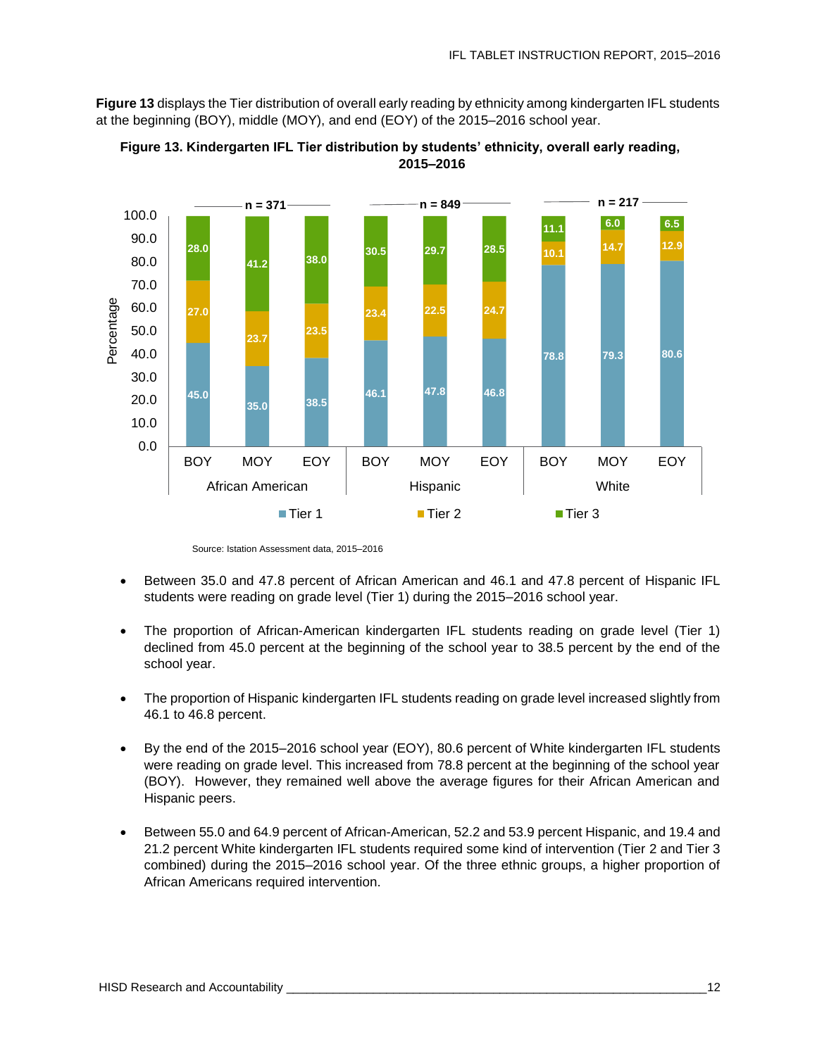**Figure 13** displays the Tier distribution of overall early reading by ethnicity among kindergarten IFL students at the beginning (BOY), middle (MOY), and end (EOY) of the 2015–2016 school year.

**Figure 13. Kindergarten IFL Tier distribution by students' ethnicity, overall early reading, 2015–2016**

| | African American (n = 371) | | | Hispanic (n = 849) | | | White (n = 217) | | |
|---|---|---|---|---|---|---|---|---|---|
| | BOY | MOY | EOY | BOY | MOY | EOY | BOY | MOY | EOY |
| Tier 1 | 45.0 | 35.0 | 38.5 | 46.1 | 47.8 | 46.8 | 78.8 | 79.3 | 80.6 |
| Tier 2 | 27.0 | 23.7 | 23.5 | 23.4 | 22.5 | 24.7 | 10.1 | 14.7 | 12.9 |
| Tier 3 | 28.0 | 41.2 | 38.0 | 30.5 | 29.7 | 28.5 | 11.1 | 6.0 | 6.5 |

Source: Istation Assessment data, 2015–2016

- Between 35.0 and 47.8 percent of African American and 46.1 and 47.8 percent of Hispanic IFL students were reading on grade level (Tier 1) during the 2015–2016 school year.
- The proportion of African-American kindergarten IFL students reading on grade level (Tier 1) declined from 45.0 percent at the beginning of the school year to 38.5 percent by the end of the school year.
- The proportion of Hispanic kindergarten IFL students reading on grade level increased slightly from 46.1 to 46.8 percent.
- By the end of the 2015–2016 school year (EOY), 80.6 percent of White kindergarten IFL students were reading on grade level. This increased from 78.8 percent at the beginning of the school year (BOY). However, they remained well above the average figures for their African American and Hispanic peers.
- Between 55.0 and 64.9 percent of African-American, 52.2 and 53.9 percent Hispanic, and 19.4 and 21.2 percent White kindergarten IFL students required some kind of intervention (Tier 2 and Tier 3 combined) during the 2015–2016 school year. Of the three ethnic groups, a higher proportion of African Americans required intervention.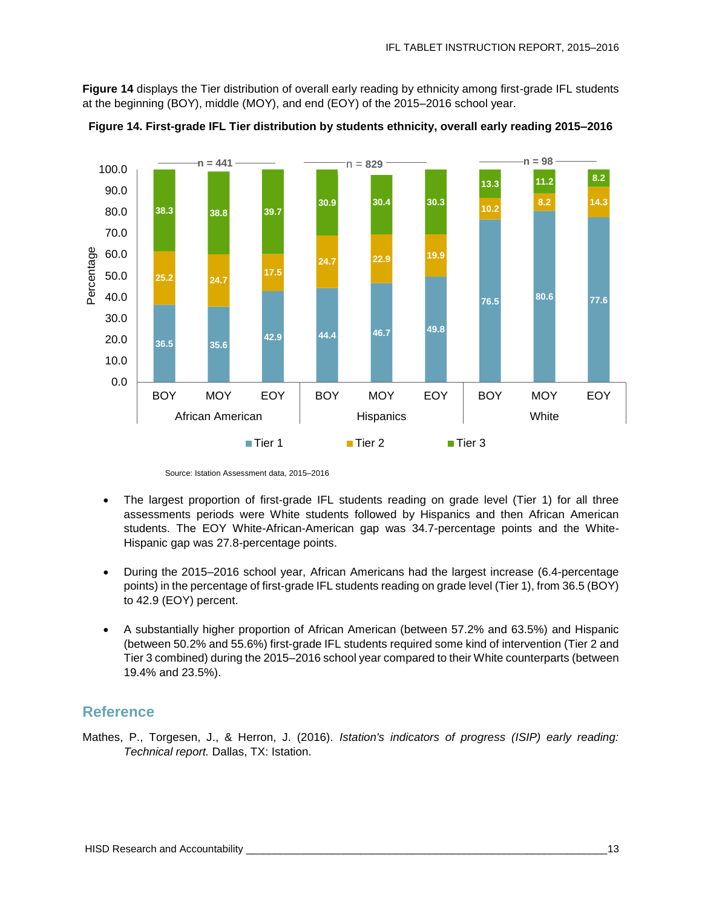**Figure 14** displays the Tier distribution of overall early reading by ethnicity among first-grade IFL students at the beginning (BOY), middle (MOY), and end (EOY) of the 2015–2016 school year.

**Figure 14. First-grade IFL Tier distribution by students ethnicity, overall early reading 2015–2016**

n = 441
n = 829
n = 98

Percentage
100.0
90.0
80.0
70.0
60.0
50.0
40.0
30.0
20.0
10.0
0.0

African American: BOY 36.5, 25.2, 38.3; MOY 35.6, 24.7, 38.8; EOY 42.9, 17.5, 39.7
Hispanics: BOY 44.4, 24.7, 30.9; MOY 46.7, 22.9, 30.4; EOY 49.8, 19.9, 30.3
White: BOY 76.5, 10.2, 13.3; MOY 80.6, 8.2, 11.2; EOY 77.6, 14.3, 8.2

Tier 1 Tier 2 Tier 3

Source: Istation Assessment data, 2015–2016

- The largest proportion of first-grade IFL students reading on grade level (Tier 1) for all three assessments periods were White students followed by Hispanics and then African American students. The EOY White-African-American gap was 34.7-percentage points and the White-Hispanic gap was 27.8-percentage points.
- During the 2015–2016 school year, African Americans had the largest increase (6.4-percentage points) in the percentage of first-grade IFL students reading on grade level (Tier 1), from 36.5 (BOY) to 42.9 (EOY) percent.
- A substantially higher proportion of African American (between 57.2% and 63.5%) and Hispanic (between 50.2% and 55.6%) first-grade IFL students required some kind of intervention (Tier 2 and Tier 3 combined) during the 2015–2016 school year compared to their White counterparts (between 19.4% and 23.5%).

## Reference

Mathes, P., Torgesen, J., & Herron, J. (2016). *Istation's indicators of progress (ISIP) early reading: Technical report.* Dallas, TX: Istation.